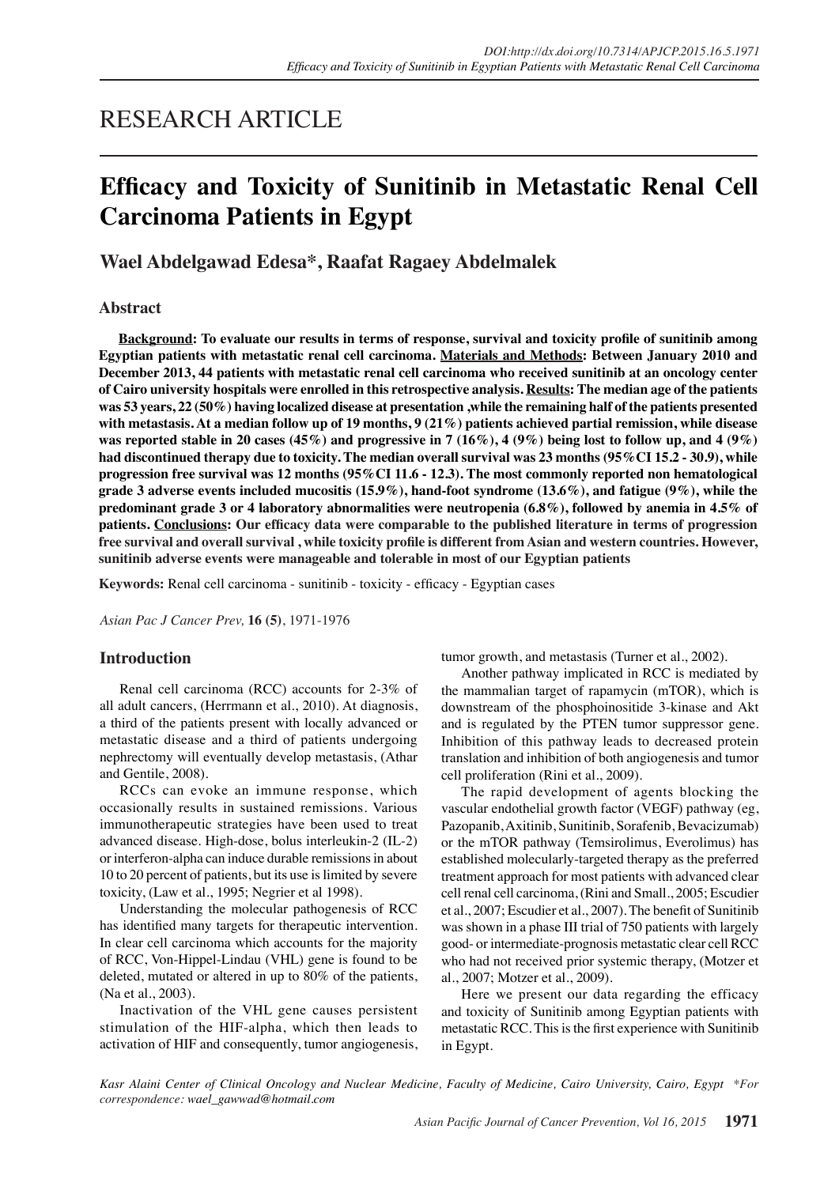RESEARCH ARTICLE

# Efficacy and Toxicity of Sunitinib in Metastatic Renal Cell Carcinoma Patients in Egypt

## Wael Abdelgawad Edesa*, Raafat Ragaey Abdelmalek

### Abstract

**Background: To evaluate our results in terms of response, survival and toxicity profile of sunitinib among Egyptian patients with metastatic renal cell carcinoma. Materials and Methods: Between January 2010 and December 2013, 44 patients with metastatic renal cell carcinoma who received sunitinib at an oncology center of Cairo university hospitals were enrolled in this retrospective analysis. Results: The median age of the patients was 53 years, 22 (50%) having localized disease at presentation ,while the remaining half of the patients presented with metastasis. At a median follow up of 19 months, 9 (21%) patients achieved partial remission, while disease was reported stable in 20 cases (45%) and progressive in 7 (16%), 4 (9%) being lost to follow up, and 4 (9%) had discontinued therapy due to toxicity. The median overall survival was 23 months (95%CI 15.2 - 30.9), while progression free survival was 12 months (95%CI 11.6 - 12.3). The most commonly reported non hematological grade 3 adverse events included mucositis (15.9%), hand-foot syndrome (13.6%), and fatigue (9%), while the predominant grade 3 or 4 laboratory abnormalities were neutropenia (6.8%), followed by anemia in 4.5% of patients. Conclusions: Our efficacy data were comparable to the published literature in terms of progression free survival and overall survival , while toxicity profile is different from Asian and western countries. However, sunitinib adverse events were manageable and tolerable in most of our Egyptian patients**

**Keywords:** Renal cell carcinoma - sunitinib - toxicity - efficacy - Egyptian cases

*Asian Pac J Cancer Prev,* **16 (5)**, 1971-1976

### Introduction

Renal cell carcinoma (RCC) accounts for 2-3% of all adult cancers, (Herrmann et al., 2010). At diagnosis, a third of the patients present with locally advanced or metastatic disease and a third of patients undergoing nephrectomy will eventually develop metastasis, (Athar and Gentile, 2008).

RCCs can evoke an immune response, which occasionally results in sustained remissions. Various immunotherapeutic strategies have been used to treat advanced disease. High-dose, bolus interleukin-2 (IL-2) or interferon-alpha can induce durable remissions in about 10 to 20 percent of patients, but its use is limited by severe toxicity, (Law et al., 1995; Negrier et al 1998).

Understanding the molecular pathogenesis of RCC has identified many targets for therapeutic intervention. In clear cell carcinoma which accounts for the majority of RCC, Von-Hippel-Lindau (VHL) gene is found to be deleted, mutated or altered in up to 80% of the patients, (Na et al., 2003).

Inactivation of the VHL gene causes persistent stimulation of the HIF-alpha, which then leads to activation of HIF and consequently, tumor angiogenesis, tumor growth, and metastasis (Turner et al., 2002).

Another pathway implicated in RCC is mediated by the mammalian target of rapamycin (mTOR), which is downstream of the phosphoinositide 3-kinase and Akt and is regulated by the PTEN tumor suppressor gene. Inhibition of this pathway leads to decreased protein translation and inhibition of both angiogenesis and tumor cell proliferation (Rini et al., 2009).

The rapid development of agents blocking the vascular endothelial growth factor (VEGF) pathway (eg, Pazopanib, Axitinib, Sunitinib, Sorafenib, Bevacizumab) or the mTOR pathway (Temsirolimus, Everolimus) has established molecularly-targeted therapy as the preferred treatment approach for most patients with advanced clear cell renal cell carcinoma, (Rini and Small., 2005; Escudier et al., 2007; Escudier et al., 2007). The benefit of Sunitinib was shown in a phase III trial of 750 patients with largely good- or intermediate-prognosis metastatic clear cell RCC who had not received prior systemic therapy, (Motzer et al., 2007; Motzer et al., 2009).

Here we present our data regarding the efficacy and toxicity of Sunitinib among Egyptian patients with metastatic RCC. This is the first experience with Sunitinib in Egypt.

*Kasr Alaini Center of Clinical Oncology and Nuclear Medicine, Faculty of Medicine, Cairo University, Cairo, Egypt \*For correspondence: wael_gawwad@hotmail.com*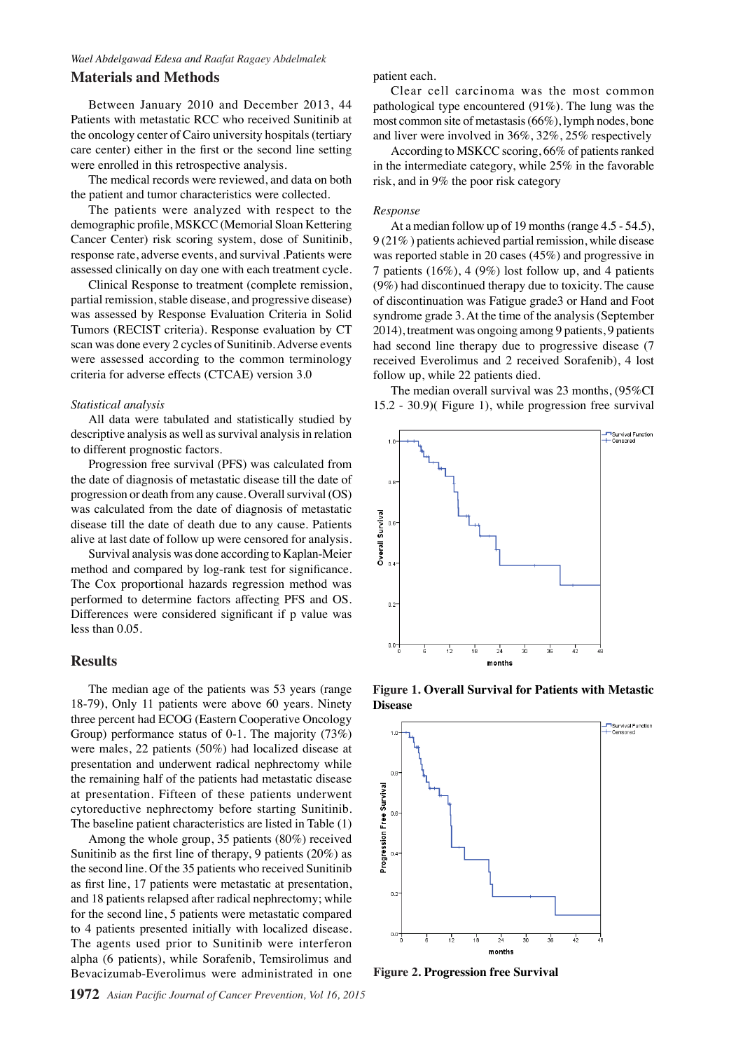## Materials and Methods

Between January 2010 and December 2013, 44 Patients with metastatic RCC who received Sunitinib at the oncology center of Cairo university hospitals (tertiary care center) either in the first or the second line setting were enrolled in this retrospective analysis.

The medical records were reviewed, and data on both the patient and tumor characteristics were collected.

The patients were analyzed with respect to the demographic profile, MSKCC (Memorial Sloan Kettering Cancer Center) risk scoring system, dose of Sunitinib, response rate, adverse events, and survival .Patients were assessed clinically on day one with each treatment cycle.

Clinical Response to treatment (complete remission, partial remission, stable disease, and progressive disease) was assessed by Response Evaluation Criteria in Solid Tumors (RECIST criteria). Response evaluation by CT scan was done every 2 cycles of Sunitinib. Adverse events were assessed according to the common terminology criteria for adverse effects (CTCAE) version 3.0

*Statistical analysis*

All data were tabulated and statistically studied by descriptive analysis as well as survival analysis in relation to different prognostic factors.

Progression free survival (PFS) was calculated from the date of diagnosis of metastatic disease till the date of progression or death from any cause. Overall survival (OS) was calculated from the date of diagnosis of metastatic disease till the date of death due to any cause. Patients alive at last date of follow up were censored for analysis.

Survival analysis was done according to Kaplan-Meier method and compared by log-rank test for significance. The Cox proportional hazards regression method was performed to determine factors affecting PFS and OS. Differences were considered significant if p value was less than 0.05.

## Results

The median age of the patients was 53 years (range 18-79), Only 11 patients were above 60 years. Ninety three percent had ECOG (Eastern Cooperative Oncology Group) performance status of 0-1. The majority (73%) were males, 22 patients (50%) had localized disease at presentation and underwent radical nephrectomy while the remaining half of the patients had metastatic disease at presentation. Fifteen of these patients underwent cytoreductive nephrectomy before starting Sunitinib. The baseline patient characteristics are listed in Table (1)

Among the whole group, 35 patients (80%) received Sunitinib as the first line of therapy, 9 patients (20%) as the second line. Of the 35 patients who received Sunitinib as first line, 17 patients were metastatic at presentation, and 18 patients relapsed after radical nephrectomy; while for the second line, 5 patients were metastatic compared to 4 patients presented initially with localized disease. The agents used prior to Sunitinib were interferon alpha (6 patients), while Sorafenib, Temsirolimus and Bevacizumab-Everolimus were administrated in one patient each.

Clear cell carcinoma was the most common pathological type encountered (91%). The lung was the most common site of metastasis (66%), lymph nodes, bone and liver were involved in 36%, 32%, 25% respectively

According to MSKCC scoring, 66% of patients ranked in the intermediate category, while 25% in the favorable risk, and in 9% the poor risk category

*Response*

At a median follow up of 19 months (range 4.5 - 54.5), 9 (21% ) patients achieved partial remission, while disease was reported stable in 20 cases (45%) and progressive in 7 patients (16%), 4 (9%) lost follow up, and 4 patients (9%) had discontinued therapy due to toxicity. The cause of discontinuation was Fatigue grade3 or Hand and Foot syndrome grade 3. At the time of the analysis (September 2014), treatment was ongoing among 9 patients, 9 patients had second line therapy due to progressive disease (7 received Everolimus and 2 received Sorafenib), 4 lost follow up, while 22 patients died.

The median overall survival was 23 months, (95%CI 15.2 - 30.9)( Figure 1), while progression free survival

**Figure 1. Overall Survival for Patients with Metastic Disease**

**Figure 2. Progression free Survival**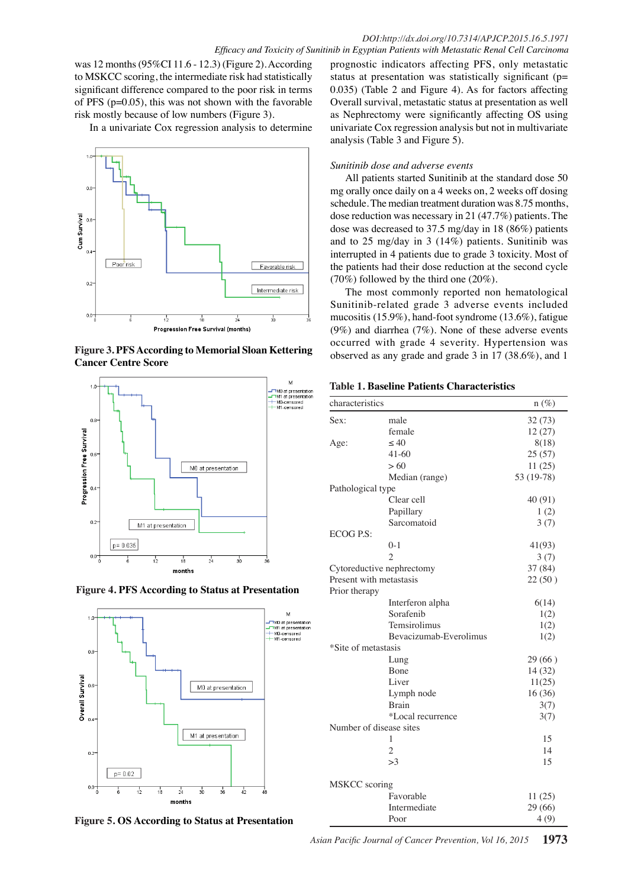was 12 months (95%CI 11.6 - 12.3) (Figure 2). According to MSKCC scoring, the intermediate risk had statistically significant difference compared to the poor risk in terms of PFS (p=0.05), this was not shown with the favorable risk mostly because of low numbers (Figure 3).

In a univariate Cox regression analysis to determine prognostic indicators affecting PFS, only metastatic status at presentation was statistically significant (p= 0.035) (Table 2 and Figure 4). As for factors affecting Overall survival, metastatic status at presentation as well as Nephrectomy were significantly affecting OS using univariate Cox regression analysis but not in multivariate analysis (Table 3 and Figure 5).

**Figure 3. PFS According to Memorial Sloan Kettering Cancer Centre Score**

**Figure 4. PFS According to Status at Presentation**

**Figure 5. OS According to Status at Presentation**

*Sunitinib dose and adverse events*

All patients started Sunitinib at the standard dose 50 mg orally once daily on a 4 weeks on, 2 weeks off dosing schedule. The median treatment duration was 8.75 months, dose reduction was necessary in 21 (47.7%) patients. The dose was decreased to 37.5 mg/day in 18 (86%) patients and to 25 mg/day in 3 (14%) patients. Sunitinib was interrupted in 4 patients due to grade 3 toxicity. Most of the patients had their dose reduction at the second cycle (70%) followed by the third one (20%).

The most commonly reported non hematological Sunitinib-related grade 3 adverse events included mucositis (15.9%), hand-foot syndrome (13.6%), fatigue (9%) and diarrhea (7%). None of these adverse events occurred with grade 4 severity. Hypertension was observed as any grade and grade 3 in 17 (38.6%), and 1

**Table 1. Baseline Patients Characteristics**

| characteristics | | n (%) |
|---|---|---|
| Sex: | male | 32 (73) |
| | female | 12 (27) |
| Age: | ≤ 40 | 8(18) |
| | 41-60 | 25 (57) |
| | > 60 | 11 (25) |
| | Median (range) | 53 (19-78) |
| Pathological type | | |
| | Clear cell | 40 (91) |
| | Papillary | 1 (2) |
| | Sarcomatoid | 3 (7) |
| ECOG P.S: | | |
| | 0-1 | 41(93) |
| | 2 | 3 (7) |
| Cytoreductive nephrectomy | | 37 (84) |
| Present with metastasis | | 22 (50 ) |
| Prior therapy | | |
| | Interferon alpha | 6(14) |
| | Sorafenib | 1(2) |
| | Temsirolimus | 1(2) |
| | Bevacizumab-Everolimus | 1(2) |
| *Site of metastasis | | |
| | Lung | 29 (66 ) |
| | Bone | 14 (32) |
| | Liver | 11(25) |
| | Lymph node | 16 (36) |
| | Brain | 3(7) |
| | *Local recurrence | 3(7) |
| Number of disease sites | | |
| | 1 | 15 |
| | 2 | 14 |
| | >3 | 15 |
| MSKCC scoring | | |
| | Favorable | 11 (25) |
| | Intermediate | 29 (66) |
| | Poor | 4 (9) |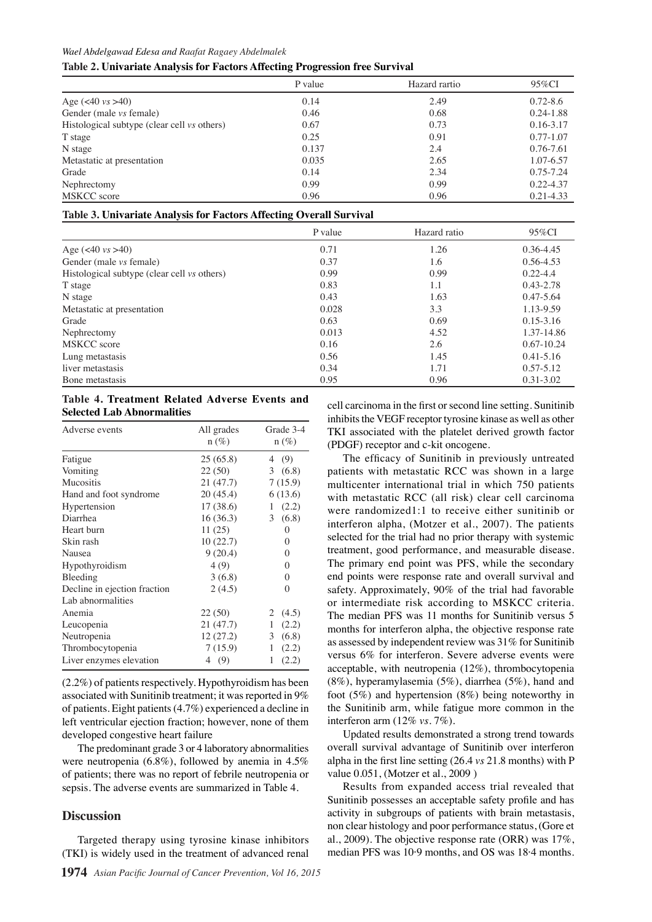**Table 2. Univariate Analysis for Factors Affecting Progression free Survival**

| | P value | Hazard rartio | 95%CI |
|---|---|---|---|
| Age (<40 *vs* >40) | 0.14 | 2.49 | 0.72-8.6 |
| Gender (male *vs* female) | 0.46 | 0.68 | 0.24-1.88 |
| Histological subtype (clear cell *vs* others) | 0.67 | 0.73 | 0.16-3.17 |
| T stage | 0.25 | 0.91 | 0.77-1.07 |
| N stage | 0.137 | 2.4 | 0.76-7.61 |
| Metastatic at presentation | 0.035 | 2.65 | 1.07-6.57 |
| Grade | 0.14 | 2.34 | 0.75-7.24 |
| Nephrectomy | 0.99 | 0.99 | 0.22-4.37 |
| MSKCC score | 0.96 | 0.96 | 0.21-4.33 |

**Table 3. Univariate Analysis for Factors Affecting Overall Survival**

| | P value | Hazard ratio | 95%CI |
|---|---|---|---|
| Age (<40 *vs* >40) | 0.71 | 1.26 | 0.36-4.45 |
| Gender (male *vs* female) | 0.37 | 1.6 | 0.56-4.53 |
| Histological subtype (clear cell *vs* others) | 0.99 | 0.99 | 0.22-4.4 |
| T stage | 0.83 | 1.1 | 0.43-2.78 |
| N stage | 0.43 | 1.63 | 0.47-5.64 |
| Metastatic at presentation | 0.028 | 3.3 | 1.13-9.59 |
| Grade | 0.63 | 0.69 | 0.15-3.16 |
| Nephrectomy | 0.013 | 4.52 | 1.37-14.86 |
| MSKCC score | 0.16 | 2.6 | 0.67-10.24 |
| Lung metastasis | 0.56 | 1.45 | 0.41-5.16 |
| liver metastasis | 0.34 | 1.71 | 0.57-5.12 |
| Bone metastasis | 0.95 | 0.96 | 0.31-3.02 |

**Table 4. Treatment Related Adverse Events and Selected Lab Abnormalities**

| Adverse events | All grades n (%) | Grade 3-4 n (%) |
|---|---|---|
| Fatigue | 25 (65.8) | 4 (9) |
| Vomiting | 22 (50) | 3 (6.8) |
| Mucositis | 21 (47.7) | 7 (15.9) |
| Hand and foot syndrome | 20 (45.4) | 6 (13.6) |
| Hypertension | 17 (38.6) | 1 (2.2) |
| Diarrhea | 16 (36.3) | 3 (6.8) |
| Heart burn | 11 (25) | 0 |
| Skin rash | 10 (22.7) | 0 |
| Nausea | 9 (20.4) | 0 |
| Hypothyroidism | 4 (9) | 0 |
| Bleeding | 3 (6.8) | 0 |
| Decline in ejection fraction | 2 (4.5) | 0 |
| Lab abnormalities | | |
| Anemia | 22 (50) | 2 (4.5) |
| Leucopenia | 21 (47.7) | 1 (2.2) |
| Neutropenia | 12 (27.2) | 3 (6.8) |
| Thrombocytopenia | 7 (15.9) | 1 (2.2) |
| Liver enzymes elevation | 4 (9) | 1 (2.2) |

(2.2%) of patients respectively. Hypothyroidism has been associated with Sunitinib treatment; it was reported in 9% of patients. Eight patients (4.7%) experienced a decline in left ventricular ejection fraction; however, none of them developed congestive heart failure

The predominant grade 3 or 4 laboratory abnormalities were neutropenia (6.8%), followed by anemia in 4.5% of patients; there was no report of febrile neutropenia or sepsis. The adverse events are summarized in Table 4.

## Discussion

Targeted therapy using tyrosine kinase inhibitors (TKI) is widely used in the treatment of advanced renal cell carcinoma in the first or second line setting. Sunitinib inhibits the VEGF receptor tyrosine kinase as well as other TKI associated with the platelet derived growth factor (PDGF) receptor and c-kit oncogene.

The efficacy of Sunitinib in previously untreated patients with metastatic RCC was shown in a large multicenter international trial in which 750 patients with metastatic RCC (all risk) clear cell carcinoma were randomized1:1 to receive either sunitinib or interferon alpha, (Motzer et al., 2007). The patients selected for the trial had no prior therapy with systemic treatment, good performance, and measurable disease. The primary end point was PFS, while the secondary end points were response rate and overall survival and safety. Approximately, 90% of the trial had favorable or intermediate risk according to MSKCC criteria. The median PFS was 11 months for Sunitinib versus 5 months for interferon alpha, the objective response rate as assessed by independent review was 31% for Sunitinib versus 6% for interferon. Severe adverse events were acceptable, with neutropenia (12%), thrombocytopenia (8%), hyperamylasemia (5%), diarrhea (5%), hand and foot (5%) and hypertension (8%) being noteworthy in the Sunitinib arm, while fatigue more common in the interferon arm (12% *vs*. 7%).

Updated results demonstrated a strong trend towards overall survival advantage of Sunitinib over interferon alpha in the first line setting (26.4 *vs* 21.8 months) with P value 0.051, (Motzer et al., 2009 )

Results from expanded access trial revealed that Sunitinib possesses an acceptable safety profile and has activity in subgroups of patients with brain metastasis, non clear histology and poor performance status, (Gore et al., 2009). The objective response rate (ORR) was 17%, median PFS was 10·9 months, and OS was 18·4 months.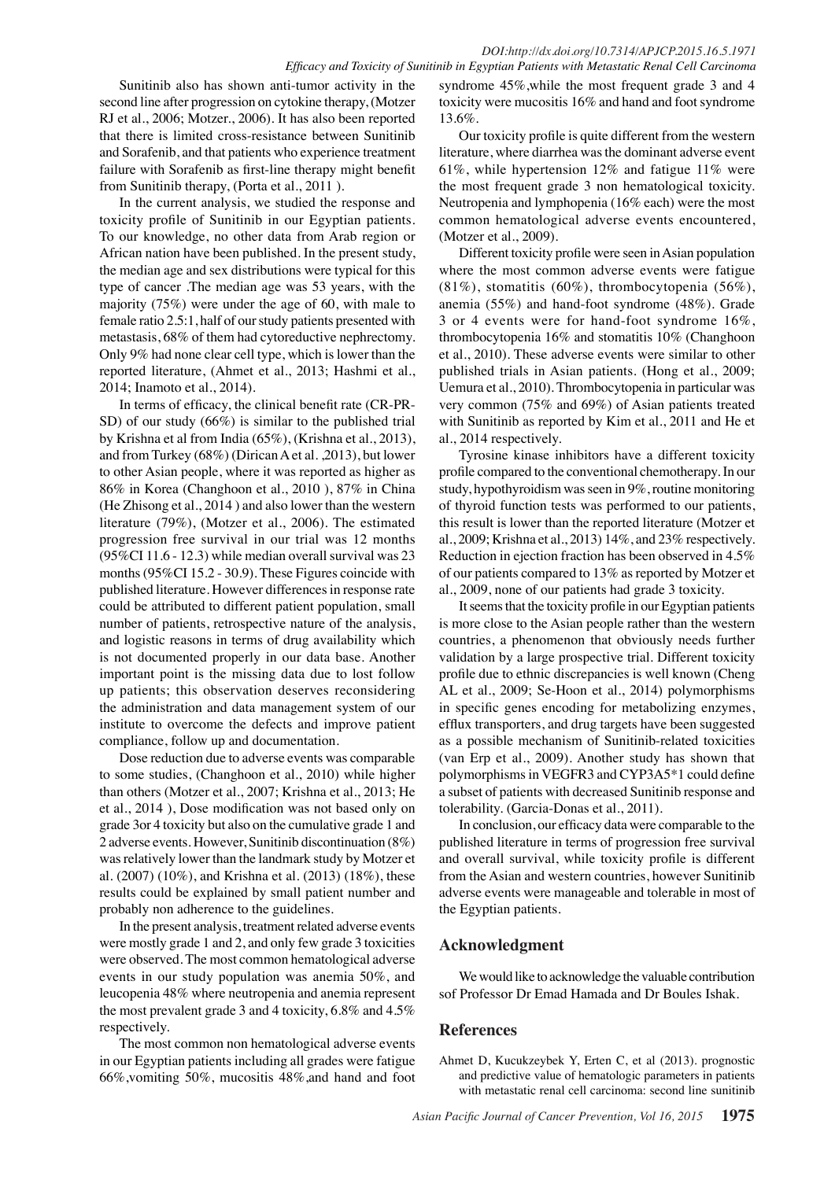Sunitinib also has shown anti-tumor activity in the second line after progression on cytokine therapy, (Motzer RJ et al., 2006; Motzer., 2006). It has also been reported that there is limited cross-resistance between Sunitinib and Sorafenib, and that patients who experience treatment failure with Sorafenib as first-line therapy might benefit from Sunitinib therapy, (Porta et al., 2011 ).

In the current analysis, we studied the response and toxicity profile of Sunitinib in our Egyptian patients. To our knowledge, no other data from Arab region or African nation have been published. In the present study, the median age and sex distributions were typical for this type of cancer .The median age was 53 years, with the majority (75%) were under the age of 60, with male to female ratio 2.5:1, half of our study patients presented with metastasis, 68% of them had cytoreductive nephrectomy. Only 9% had none clear cell type, which is lower than the reported literature, (Ahmet et al., 2013; Hashmi et al., 2014; Inamoto et al., 2014).

In terms of efficacy, the clinical benefit rate (CR-PR-SD) of our study (66%) is similar to the published trial by Krishna et al from India (65%), (Krishna et al., 2013), and from Turkey (68%) (Dirican A et al. ,2013), but lower to other Asian people, where it was reported as higher as 86% in Korea (Changhoon et al., 2010 ), 87% in China (He Zhisong et al., 2014 ) and also lower than the western literature (79%), (Motzer et al., 2006). The estimated progression free survival in our trial was 12 months (95%CI 11.6 - 12.3) while median overall survival was 23 months (95%CI 15.2 - 30.9). These Figures coincide with published literature. However differences in response rate could be attributed to different patient population, small number of patients, retrospective nature of the analysis, and logistic reasons in terms of drug availability which is not documented properly in our data base. Another important point is the missing data due to lost follow up patients; this observation deserves reconsidering the administration and data management system of our institute to overcome the defects and improve patient compliance, follow up and documentation.

Dose reduction due to adverse events was comparable to some studies, (Changhoon et al., 2010) while higher than others (Motzer et al., 2007; Krishna et al., 2013; He et al., 2014 ), Dose modification was not based only on grade 3or 4 toxicity but also on the cumulative grade 1 and 2 adverse events. However, Sunitinib discontinuation (8%) was relatively lower than the landmark study by Motzer et al. (2007) (10%), and Krishna et al. (2013) (18%), these results could be explained by small patient number and probably non adherence to the guidelines.

In the present analysis, treatment related adverse events were mostly grade 1 and 2, and only few grade 3 toxicities were observed. The most common hematological adverse events in our study population was anemia 50%, and leucopenia 48% where neutropenia and anemia represent the most prevalent grade 3 and 4 toxicity, 6.8% and 4.5% respectively.

The most common non hematological adverse events in our Egyptian patients including all grades were fatigue 66%,vomiting 50%, mucositis 48%,and hand and foot syndrome 45%,while the most frequent grade 3 and 4 toxicity were mucositis 16% and hand and foot syndrome 13.6%.

Our toxicity profile is quite different from the western literature, where diarrhea was the dominant adverse event 61%, while hypertension 12% and fatigue 11% were the most frequent grade 3 non hematological toxicity. Neutropenia and lymphopenia (16% each) were the most common hematological adverse events encountered, (Motzer et al., 2009).

Different toxicity profile were seen in Asian population where the most common adverse events were fatigue (81%), stomatitis (60%), thrombocytopenia (56%), anemia (55%) and hand-foot syndrome (48%). Grade 3 or 4 events were for hand-foot syndrome 16%, thrombocytopenia 16% and stomatitis 10% (Changhoon et al., 2010). These adverse events were similar to other published trials in Asian patients. (Hong et al., 2009; Uemura et al., 2010). Thrombocytopenia in particular was very common (75% and 69%) of Asian patients treated with Sunitinib as reported by Kim et al., 2011 and He et al., 2014 respectively.

Tyrosine kinase inhibitors have a different toxicity profile compared to the conventional chemotherapy. In our study, hypothyroidism was seen in 9%, routine monitoring of thyroid function tests was performed to our patients, this result is lower than the reported literature (Motzer et al., 2009; Krishna et al., 2013) 14%, and 23% respectively. Reduction in ejection fraction has been observed in 4.5% of our patients compared to 13% as reported by Motzer et al., 2009, none of our patients had grade 3 toxicity.

It seems that the toxicity profile in our Egyptian patients is more close to the Asian people rather than the western countries, a phenomenon that obviously needs further validation by a large prospective trial. Different toxicity profile due to ethnic discrepancies is well known (Cheng AL et al., 2009; Se-Hoon et al., 2014) polymorphisms in specific genes encoding for metabolizing enzymes, efflux transporters, and drug targets have been suggested as a possible mechanism of Sunitinib-related toxicities (van Erp et al., 2009). Another study has shown that polymorphisms in VEGFR3 and CYP3A5*1 could define a subset of patients with decreased Sunitinib response and tolerability. (Garcia-Donas et al., 2011).

In conclusion, our efficacy data were comparable to the published literature in terms of progression free survival and overall survival, while toxicity profile is different from the Asian and western countries, however Sunitinib adverse events were manageable and tolerable in most of the Egyptian patients.

## Acknowledgment

We would like to acknowledge the valuable contribution sof Professor Dr Emad Hamada and Dr Boules Ishak.

## References

Ahmet D, Kucukzeybek Y, Erten C, et al (2013). prognostic and predictive value of hematologic parameters in patients with metastatic renal cell carcinoma: second line sunitinib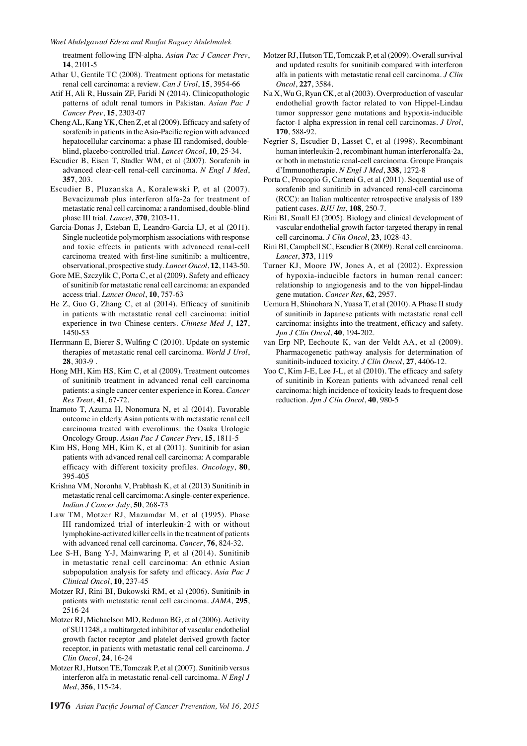treatment following IFN-alpha. *Asian Pac J Cancer Prev*, **14**, 2101-5

Athar U, Gentile TC (2008). Treatment options for metastatic renal cell carcinoma: a review. *Can J Urol*, **15**, 3954-66

Atif H, Ali R, Hussain ZF, Faridi N (2014). Clinicopathologic patterns of adult renal tumors in Pakistan. *Asian Pac J Cancer Prev*, **15**, 2303-07

Cheng AL, Kang YK, Chen Z, et al (2009). Efficacy and safety of sorafenib in patients in the Asia-Pacific region with advanced hepatocellular carcinoma: a phase III randomised, double-blind, placebo-controlled trial. *Lancet Oncol*, **10**, 25-34.

Escudier B, Eisen T, Stadler WM, et al (2007). Sorafenib in advanced clear-cell renal-cell carcinoma. *N Engl J Med*, **357**, 203.

Escudier B, Pluzanska A, Koralewski P, et al (2007). Bevacizumab plus interferon alfa-2a for treatment of metastatic renal cell carcinoma: a randomised, double-blind phase III trial. *Lancet,* **370**, 2103-11.

Garcia-Donas J, Esteban E, Leandro-Garcia LJ, et al (2011). Single nucleotide polymorphism associations with response and toxic effects in patients with advanced renal-cell carcinoma treated with first-line sunitinib: a multicentre, observational, prospective study. *Lancet Oncol*, **12**, 1143-50.

Gore ME, Szczylik C, Porta C, et al (2009). Safety and efficacy of sunitinib for metastatic renal cell carcinoma: an expanded access trial. *Lancet Oncol*, **10**, 757-63

He Z, Guo G, Zhang C, et al (2014). Efficacy of sunitinib in patients with metastatic renal cell carcinoma: initial experience in two Chinese centers. *Chinese Med J*, **127**, 1450-53

Herrmann E, Bierer S, Wulfing C (2010). Update on systemic therapies of metastatic renal cell carcinoma. *World J Urol*, **28**, 303-9 .

Hong MH, Kim HS, Kim C, et al (2009). Treatment outcomes of sunitinib treatment in advanced renal cell carcinoma patients: a single cancer center experience in Korea. *Cancer Res Treat*, **41**, 67-72.

Inamoto T, Azuma H, Nonomura N, et al (2014). Favorable outcome in elderly Asian patients with metastatic renal cell carcinoma treated with everolimus: the Osaka Urologic Oncology Group. *Asian Pac J Cancer Prev*, **15**, 1811-5

Kim HS, Hong MH, Kim K, et al (2011). Sunitinib for asian patients with advanced renal cell carcinoma: A comparable efficacy with different toxicity profiles. *Oncology*, **80**, 395-405

Krishna VM, Noronha V, Prabhash K, et al (2013) Sunitinib in metastatic renal cell carcimoma: A single-center experience. *Indian J Cancer July*, **50**, 268-73

Law TM, Motzer RJ, Mazumdar M, et al (1995). Phase III randomized trial of interleukin-2 with or without lymphokine-activated killer cells in the treatment of patients with advanced renal cell carcinoma. *Cancer*, **76**, 824-32.

Lee S-H, Bang Y-J, Mainwaring P, et al (2014). Sunitinib in metastatic renal cell carcinoma: An ethnic Asian subpopulation analysis for safety and efficacy. *Asia Pac J Clinical Oncol*, **10**, 237-45

Motzer RJ, Rini BI, Bukowski RM, et al (2006). Sunitinib in patients with metastatic renal cell carcinoma. *JAMA*, **295**, 2516-24

Motzer RJ, Michaelson MD, Redman BG, et al (2006). Activity of SU11248, a multitargeted inhibitor of vascular endothelial growth factor receptor ,and platelet derived growth factor receptor, in patients with metastatic renal cell carcinoma. *J Clin Oncol*, **24**, 16-24

Motzer RJ, Hutson TE, Tomczak P, et al (2007). Sunitinib versus interferon alfa in metastatic renal-cell carcinoma. *N Engl J Med*, **356**, 115-24.

Motzer RJ, Hutson TE, Tomczak P, et al (2009). Overall survival and updated results for sunitinib compared with interferon alfa in patients with metastatic renal cell carcinoma. *J Clin Oncol*, **227**, 3584.

Na X, Wu G, Ryan CK, et al (2003). Overproduction of vascular endothelial growth factor related to von Hippel-Lindau tumor suppressor gene mutations and hypoxia-inducible factor-1 alpha expression in renal cell carcinomas. *J Urol*, **170**, 588-92.

Negrier S, Escudier B, Lasset C, et al (1998). Recombinant human interleukin-2, recombinant human interferonalfa-2a, or both in metastatic renal-cell carcinoma. Groupe Français d'Immunotherapie. *N Engl J Med*, **338**, 1272-8

Porta C, Procopio G, Carteni G, et al (2011). Sequential use of sorafenib and sunitinib in advanced renal-cell carcinoma (RCC): an Italian multicenter retrospective analysis of 189 patient cases. *BJU Int*, **108**, 250-7.

Rini BI, Small EJ (2005). Biology and clinical development of vascular endothelial growth factor-targeted therapy in renal cell carcinoma. *J Clin Oncol*, **23**, 1028-43.

Rini BI, Campbell SC, Escudier B (2009). Renal cell carcinoma. *Lancet*, **373**, 1119

Turner KJ, Moore JW, Jones A, et al (2002). Expression of hypoxia-inducible factors in human renal cancer: relationship to angiogenesis and to the von hippel-lindau gene mutation. *Cancer Res*, **62**, 2957.

Uemura H, Shinohara N, Yuasa T, et al (2010). A Phase II study of sunitinib in Japanese patients with metastatic renal cell carcinoma: insights into the treatment, efficacy and safety. *Jpn J Clin Oncol*, **40**, 194-202.

van Erp NP, Eechoute K, van der Veldt AA, et al (2009). Pharmacogenetic pathway analysis for determination of sunitinib-induced toxicity. *J Clin Oncol*, **27**, 4406-12.

Yoo C, Kim J-E, Lee J-L, et al (2010). The efficacy and safety of sunitinib in Korean patients with advanced renal cell carcinoma: high incidence of toxicity leads to frequent dose reduction. *Jpn J Clin Oncol*, **40**, 980-5